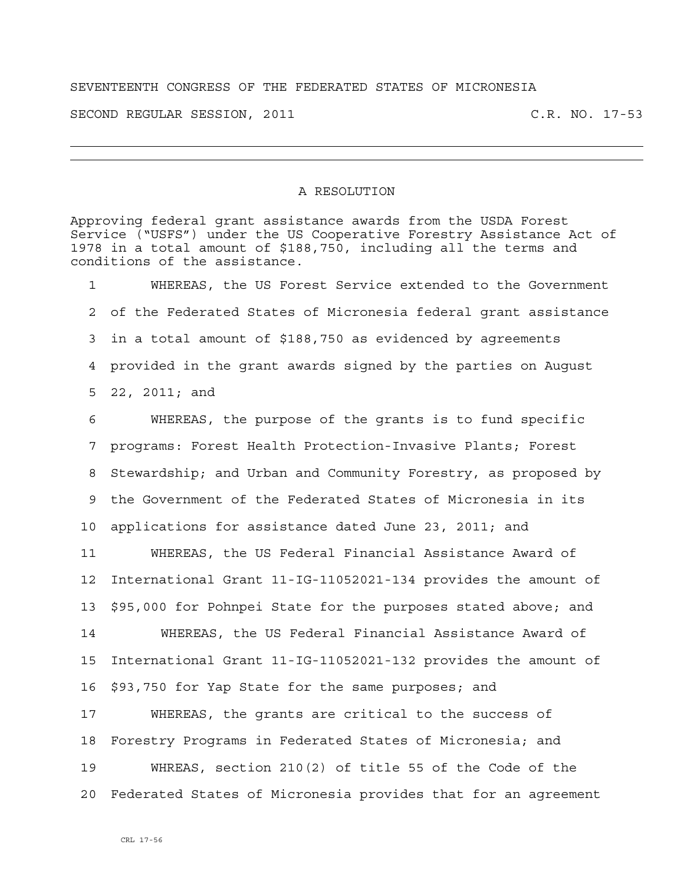SEVENTEENTH CONGRESS OF THE FEDERATED STATES OF MICRONESIA

SECOND REGULAR SESSION, 2011 C.R. NO. 17-53

---

# A RESOLUTION

Approving federal grant assistance awards from the USDA Forest Service ("USFS") under the US Cooperative Forestry Assistance Act of 1978 in a total amount of $188,750, including all the terms and conditions of the assistance.

1 WHEREAS, the US Forest Service extended to the Government
2 of the Federated States of Micronesia federal grant assistance
3 in a total amount of $188,750 as evidenced by agreements
4 provided in the grant awards signed by the parties on August
5 22, 2011; and

6 WHEREAS, the purpose of the grants is to fund specific
7 programs: Forest Health Protection-Invasive Plants; Forest
8 Stewardship; and Urban and Community Forestry, as proposed by
9 the Government of the Federated States of Micronesia in its
10 applications for assistance dated June 23, 2011; and

11 WHEREAS, the US Federal Financial Assistance Award of
12 International Grant 11-IG-11052021-134 provides the amount of
13 $95,000 for Pohnpei State for the purposes stated above; and

14 WHEREAS, the US Federal Financial Assistance Award of
15 International Grant 11-IG-11052021-132 provides the amount of
16 $93,750 for Yap State for the same purposes; and

17 WHEREAS, the grants are critical to the success of
18 Forestry Programs in Federated States of Micronesia; and

19 WHREAS, section 210(2) of title 55 of the Code of the
20 Federated States of Micronesia provides that for an agreement

CRL 17-56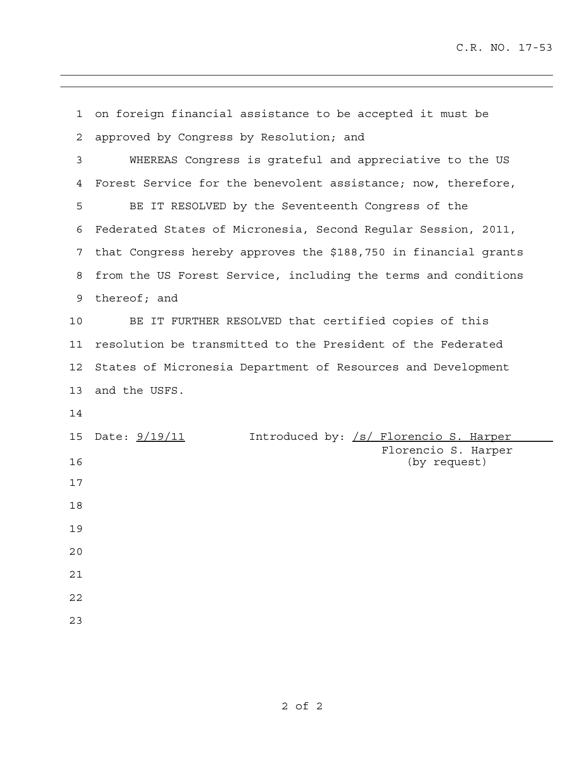on foreign financial assistance to be accepted it must be approved by Congress by Resolution; and

WHEREAS Congress is grateful and appreciative to the US Forest Service for the benevolent assistance; now, therefore,

BE IT RESOLVED by the Seventeenth Congress of the Federated States of Micronesia, Second Regular Session, 2011, that Congress hereby approves the $188,750 in financial grants from the US Forest Service, including the terms and conditions thereof; and

BE IT FURTHER RESOLVED that certified copies of this resolution be transmitted to the President of the Federated States of Micronesia Department of Resources and Development and the USFS.

Date: 9/19/11 Introduced by: /s/ Florencio S. Harper
Florencio S. Harper
(by request)